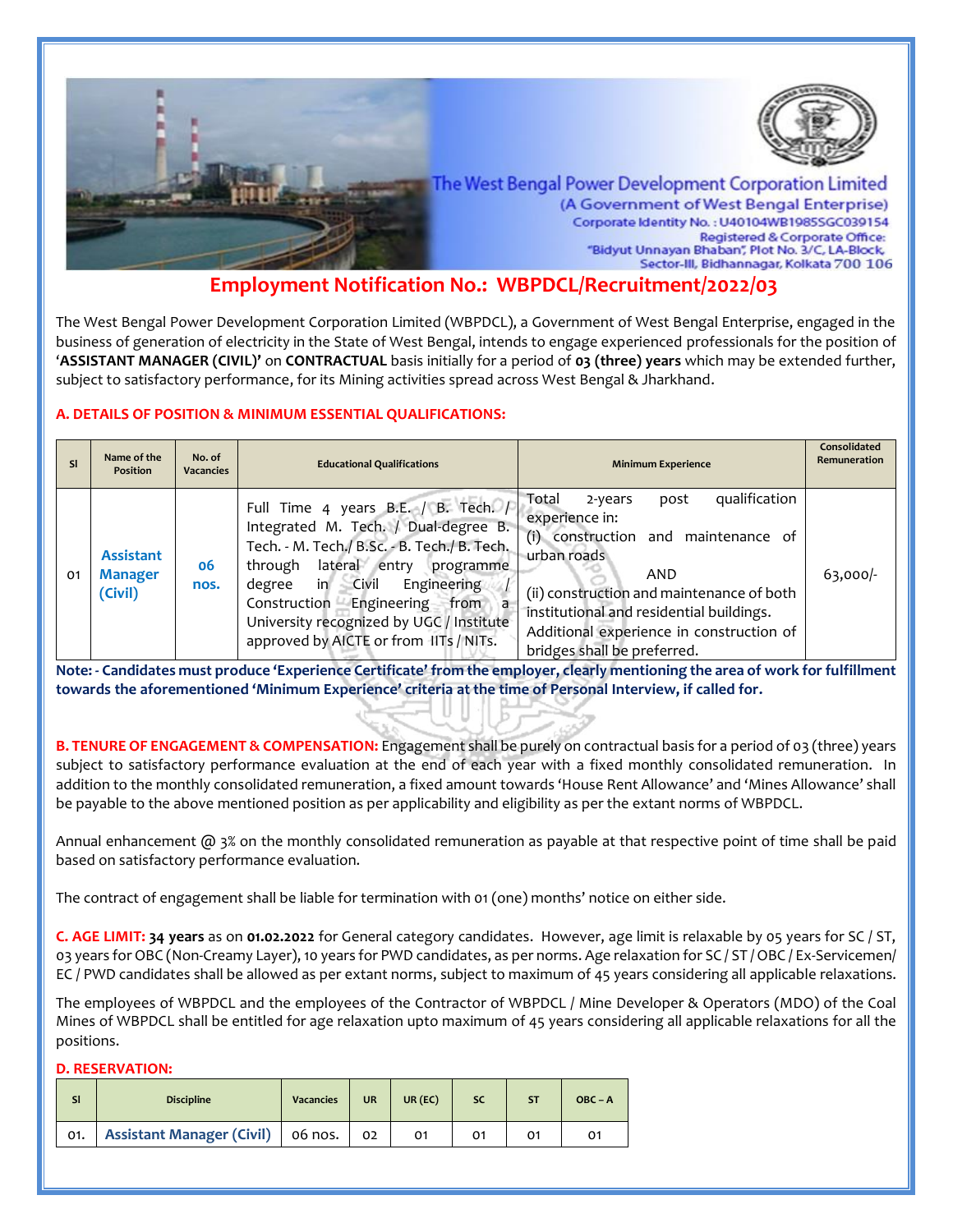The West Bengal Power Development Corporation Limited
(A Government of West Bengal Enterprise)
Corporate Identity No. : U40104WB1985SGC039154
Registered & Corporate Office:
"Bidyut Unnayan Bhaban", Plot No. 3/C, LA-Block,
Sector-III, Bidhannagar, Kolkata 700 106

# Employment Notification No.: WBPDCL/Recruitment/2022/03

The West Bengal Power Development Corporation Limited (WBPDCL), a Government of West Bengal Enterprise, engaged in the business of generation of electricity in the State of West Bengal, intends to engage experienced professionals for the position of '**ASSISTANT MANAGER (CIVIL)**' on **CONTRACTUAL** basis initially for a period of **03 (three) years** which may be extended further, subject to satisfactory performance, for its Mining activities spread across West Bengal & Jharkhand.

## A. DETAILS OF POSITION & MINIMUM ESSENTIAL QUALIFICATIONS:

| Sl | Name of the Position | No. of Vacancies | Educational Qualifications | Minimum Experience | Consolidated Remuneration |
|---|---|---|---|---|---|
| 01 | **Assistant Manager (Civil)** | **06 nos.** | Full Time 4 years B.E. / B. Tech. / Integrated M. Tech. / Dual-degree B. Tech. - M. Tech./ B.Sc. - B. Tech./ B. Tech. through lateral entry programme degree in Civil Engineering / Construction Engineering from a University recognized by UGC / Institute approved by AICTE or from IITs / NITs. | Total 2-years post qualification experience in:<br>(i) construction and maintenance of urban roads<br>AND<br>(ii) construction and maintenance of both institutional and residential buildings.<br>Additional experience in construction of bridges shall be preferred. | 63,000/- |

**Note: - Candidates must produce 'Experience Certificate' from the employer, clearly mentioning the area of work for fulfillment towards the aforementioned 'Minimum Experience' criteria at the time of Personal Interview, if called for.**

**B. TENURE OF ENGAGEMENT & COMPENSATION:** Engagement shall be purely on contractual basis for a period of 03 (three) years subject to satisfactory performance evaluation at the end of each year with a fixed monthly consolidated remuneration. In addition to the monthly consolidated remuneration, a fixed amount towards 'House Rent Allowance' and 'Mines Allowance' shall be payable to the above mentioned position as per applicability and eligibility as per the extant norms of WBPDCL.

Annual enhancement @ 3% on the monthly consolidated remuneration as payable at that respective point of time shall be paid based on satisfactory performance evaluation.

The contract of engagement shall be liable for termination with 01 (one) months' notice on either side.

**C. AGE LIMIT: 34 years** as on **01.02.2022** for General category candidates. However, age limit is relaxable by 05 years for SC / ST, 03 years for OBC (Non-Creamy Layer), 10 years for PWD candidates, as per norms. Age relaxation for SC / ST / OBC / Ex-Servicemen/ EC / PWD candidates shall be allowed as per extant norms, subject to maximum of 45 years considering all applicable relaxations.

The employees of WBPDCL and the employees of the Contractor of WBPDCL / Mine Developer & Operators (MDO) of the Coal Mines of WBPDCL shall be entitled for age relaxation upto maximum of 45 years considering all applicable relaxations for all the positions.

## D. RESERVATION:

| Sl | Discipline | Vacancies | UR | UR (EC) | SC | ST | OBC – A |
|---|---|---|---|---|---|---|---|
| 01. | **Assistant Manager (Civil)** | 06 nos. | 02 | 01 | 01 | 01 | 01 |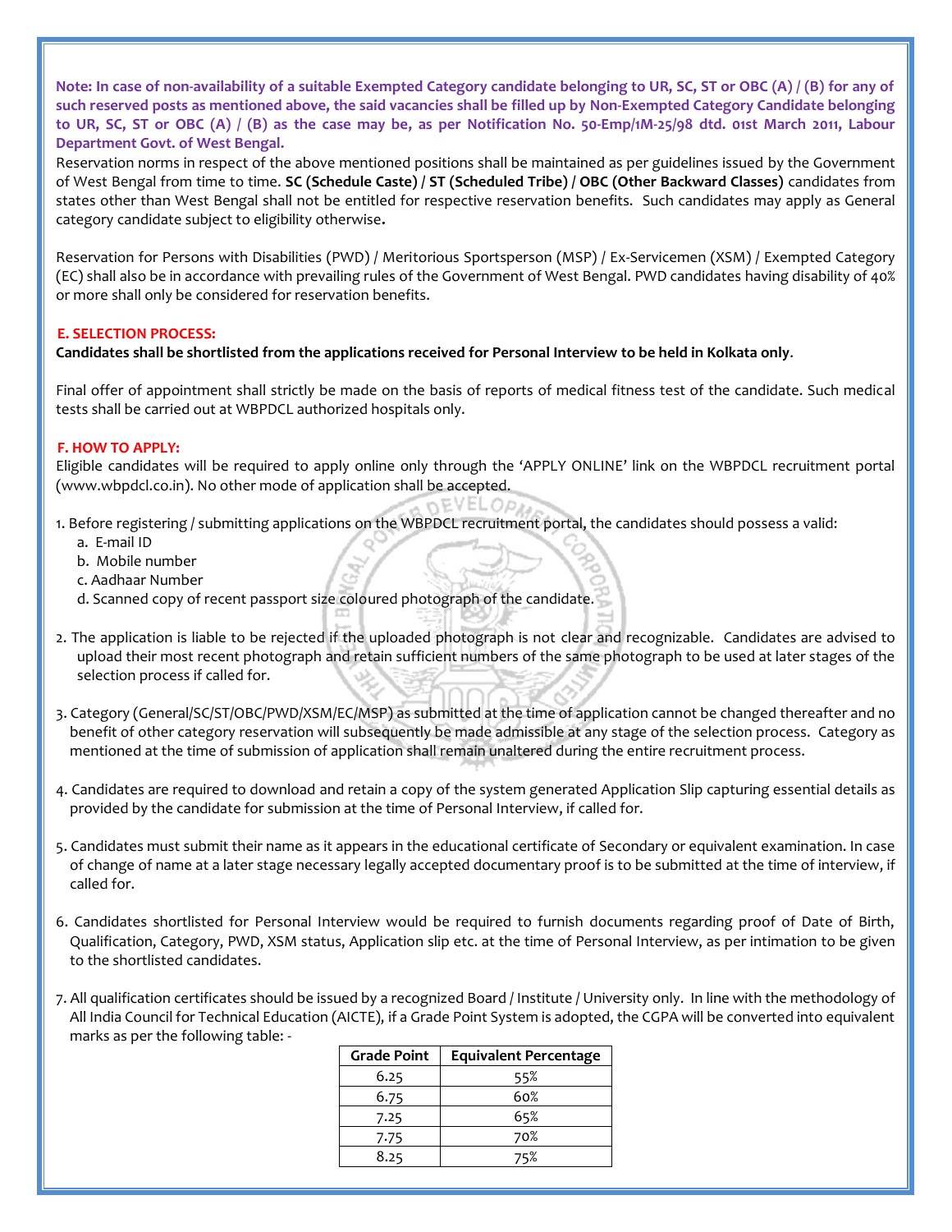**Note: In case of non-availability of a suitable Exempted Category candidate belonging to UR, SC, ST or OBC (A) / (B) for any of such reserved posts as mentioned above, the said vacancies shall be filled up by Non-Exempted Category Candidate belonging to UR, SC, ST or OBC (A) / (B) as the case may be, as per Notification No. 50-Emp/1M-25/98 dtd. 01st March 2011, Labour Department Govt. of West Bengal.**

Reservation norms in respect of the above mentioned positions shall be maintained as per guidelines issued by the Government of West Bengal from time to time. **SC (Schedule Caste) / ST (Scheduled Tribe) / OBC (Other Backward Classes)** candidates from states other than West Bengal shall not be entitled for respective reservation benefits. Such candidates may apply as General category candidate subject to eligibility otherwise**.**

Reservation for Persons with Disabilities (PWD) / Meritorious Sportsperson (MSP) / Ex-Servicemen (XSM) / Exempted Category (EC) shall also be in accordance with prevailing rules of the Government of West Bengal. PWD candidates having disability of 40% or more shall only be considered for reservation benefits.

## E. SELECTION PROCESS:

**Candidates shall be shortlisted from the applications received for Personal Interview to be held in Kolkata only**.

Final offer of appointment shall strictly be made on the basis of reports of medical fitness test of the candidate. Such medical tests shall be carried out at WBPDCL authorized hospitals only.

## F. HOW TO APPLY:

Eligible candidates will be required to apply online only through the 'APPLY ONLINE' link on the WBPDCL recruitment portal (www.wbpdcl.co.in). No other mode of application shall be accepted.

1. Before registering / submitting applications on the WBPDCL recruitment portal, the candidates should possess a valid:
   a. E-mail ID
   b. Mobile number
   c. Aadhaar Number
   d. Scanned copy of recent passport size coloured photograph of the candidate.

2. The application is liable to be rejected if the uploaded photograph is not clear and recognizable. Candidates are advised to upload their most recent photograph and retain sufficient numbers of the same photograph to be used at later stages of the selection process if called for.

3. Category (General/SC/ST/OBC/PWD/XSM/EC/MSP) as submitted at the time of application cannot be changed thereafter and no benefit of other category reservation will subsequently be made admissible at any stage of the selection process. Category as mentioned at the time of submission of application shall remain unaltered during the entire recruitment process.

4. Candidates are required to download and retain a copy of the system generated Application Slip capturing essential details as provided by the candidate for submission at the time of Personal Interview, if called for.

5. Candidates must submit their name as it appears in the educational certificate of Secondary or equivalent examination. In case of change of name at a later stage necessary legally accepted documentary proof is to be submitted at the time of interview, if called for.

6. Candidates shortlisted for Personal Interview would be required to furnish documents regarding proof of Date of Birth, Qualification, Category, PWD, XSM status, Application slip etc. at the time of Personal Interview, as per intimation to be given to the shortlisted candidates.

7. All qualification certificates should be issued by a recognized Board / Institute / University only. In line with the methodology of All India Council for Technical Education (AICTE), if a Grade Point System is adopted, the CGPA will be converted into equivalent marks as per the following table: -

| Grade Point | Equivalent Percentage |
|---|---|
| 6.25 | 55% |
| 6.75 | 60% |
| 7.25 | 65% |
| 7.75 | 70% |
| 8.25 | 75% |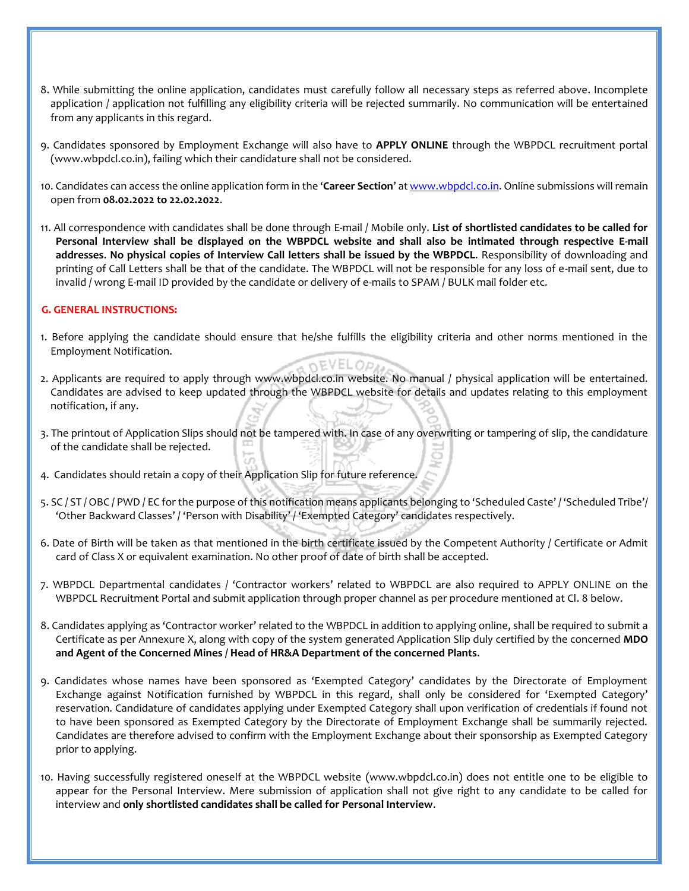8. While submitting the online application, candidates must carefully follow all necessary steps as referred above. Incomplete application / application not fulfilling any eligibility criteria will be rejected summarily. No communication will be entertained from any applicants in this regard.

9. Candidates sponsored by Employment Exchange will also have to **APPLY ONLINE** through the WBPDCL recruitment portal (www.wbpdcl.co.in), failing which their candidature shall not be considered.

10. Candidates can access the online application form in the '**Career Section**' at www.wbpdcl.co.in. Online submissions will remain open from **08.02.2022 to 22.02.2022**.

11. All correspondence with candidates shall be done through E-mail / Mobile only. **List of shortlisted candidates to be called for Personal Interview shall be displayed on the WBPDCL website and shall also be intimated through respective E-mail addresses**. **No physical copies of Interview Call letters shall be issued by the WBPDCL**. Responsibility of downloading and printing of Call Letters shall be that of the candidate. The WBPDCL will not be responsible for any loss of e-mail sent, due to invalid / wrong E-mail ID provided by the candidate or delivery of e-mails to SPAM / BULK mail folder etc.

## G. GENERAL INSTRUCTIONS:

1. Before applying the candidate should ensure that he/she fulfills the eligibility criteria and other norms mentioned in the Employment Notification.

2. Applicants are required to apply through www.wbpdcl.co.in website. No manual / physical application will be entertained. Candidates are advised to keep updated through the WBPDCL website for details and updates relating to this employment notification, if any.

3. The printout of Application Slips should not be tampered with. In case of any overwriting or tampering of slip, the candidature of the candidate shall be rejected.

4. Candidates should retain a copy of their Application Slip for future reference.

5. SC / ST / OBC / PWD / EC for the purpose of this notification means applicants belonging to 'Scheduled Caste' / 'Scheduled Tribe'/ 'Other Backward Classes' / 'Person with Disability' / 'Exempted Category' candidates respectively.

6. Date of Birth will be taken as that mentioned in the birth certificate issued by the Competent Authority / Certificate or Admit card of Class X or equivalent examination. No other proof of date of birth shall be accepted.

7. WBPDCL Departmental candidates / 'Contractor workers' related to WBPDCL are also required to APPLY ONLINE on the WBPDCL Recruitment Portal and submit application through proper channel as per procedure mentioned at Cl. 8 below.

8. Candidates applying as 'Contractor worker' related to the WBPDCL in addition to applying online, shall be required to submit a Certificate as per Annexure X, along with copy of the system generated Application Slip duly certified by the concerned **MDO and Agent of the Concerned Mines / Head of HR&A Department of the concerned Plants**.

9. Candidates whose names have been sponsored as 'Exempted Category' candidates by the Directorate of Employment Exchange against Notification furnished by WBPDCL in this regard, shall only be considered for 'Exempted Category' reservation. Candidature of candidates applying under Exempted Category shall upon verification of credentials if found not to have been sponsored as Exempted Category by the Directorate of Employment Exchange shall be summarily rejected. Candidates are therefore advised to confirm with the Employment Exchange about their sponsorship as Exempted Category prior to applying.

10. Having successfully registered oneself at the WBPDCL website (www.wbpdcl.co.in) does not entitle one to be eligible to appear for the Personal Interview. Mere submission of application shall not give right to any candidate to be called for interview and **only shortlisted candidates shall be called for Personal Interview**.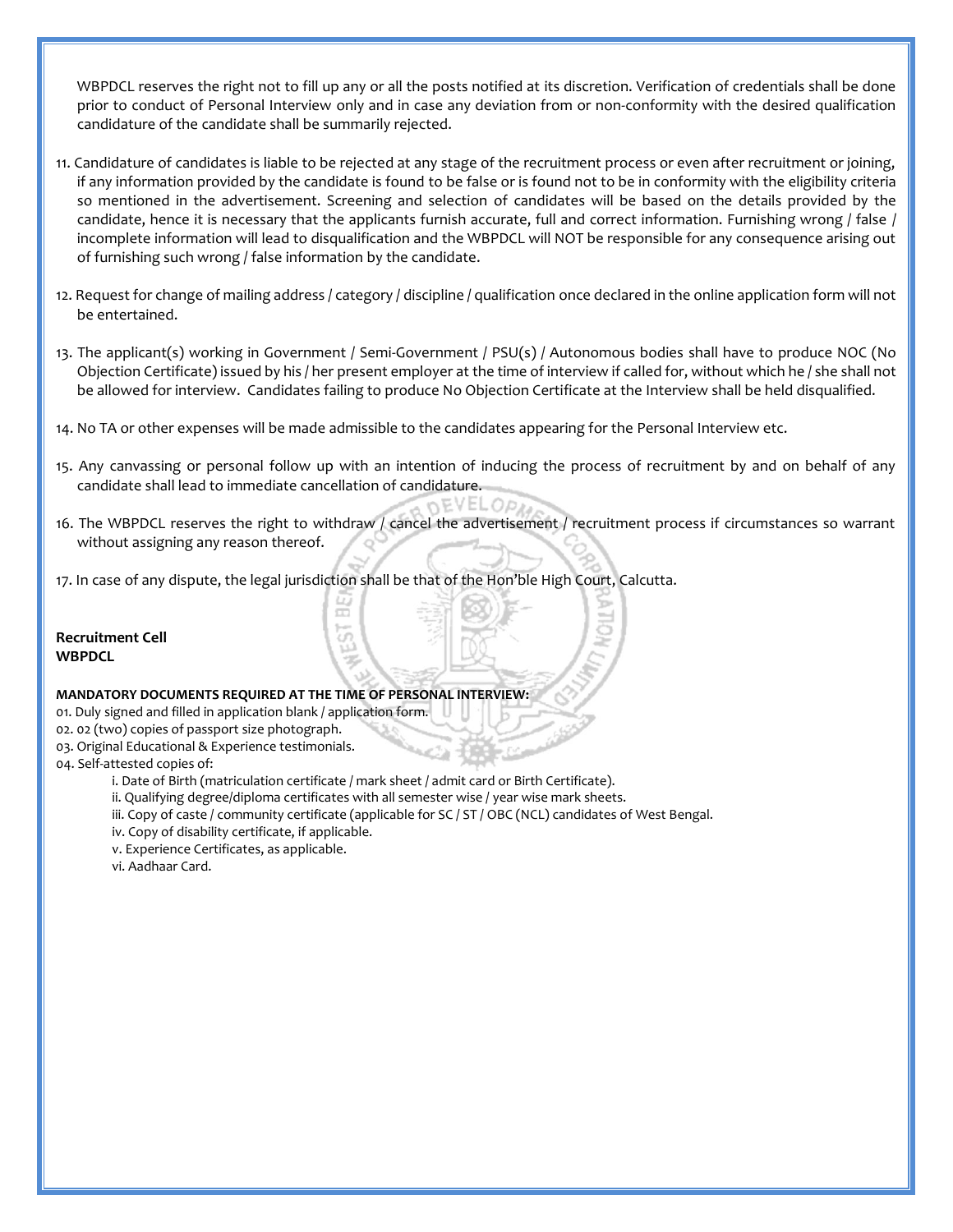WBPDCL reserves the right not to fill up any or all the posts notified at its discretion. Verification of credentials shall be done prior to conduct of Personal Interview only and in case any deviation from or non-conformity with the desired qualification candidature of the candidate shall be summarily rejected.

11. Candidature of candidates is liable to be rejected at any stage of the recruitment process or even after recruitment or joining, if any information provided by the candidate is found to be false or is found not to be in conformity with the eligibility criteria so mentioned in the advertisement. Screening and selection of candidates will be based on the details provided by the candidate, hence it is necessary that the applicants furnish accurate, full and correct information. Furnishing wrong / false / incomplete information will lead to disqualification and the WBPDCL will NOT be responsible for any consequence arising out of furnishing such wrong / false information by the candidate.

12. Request for change of mailing address / category / discipline / qualification once declared in the online application form will not be entertained.

13. The applicant(s) working in Government / Semi-Government / PSU(s) / Autonomous bodies shall have to produce NOC (No Objection Certificate) issued by his / her present employer at the time of interview if called for, without which he / she shall not be allowed for interview. Candidates failing to produce No Objection Certificate at the Interview shall be held disqualified.

14. No TA or other expenses will be made admissible to the candidates appearing for the Personal Interview etc.

15. Any canvassing or personal follow up with an intention of inducing the process of recruitment by and on behalf of any candidate shall lead to immediate cancellation of candidature.

16. The WBPDCL reserves the right to withdraw / cancel the advertisement / recruitment process if circumstances so warrant without assigning any reason thereof.

17. In case of any dispute, the legal jurisdiction shall be that of the Hon'ble High Court, Calcutta.

**Recruitment Cell**
**WBPDCL**

**MANDATORY DOCUMENTS REQUIRED AT THE TIME OF PERSONAL INTERVIEW:**

01. Duly signed and filled in application blank / application form.
02. 02 (two) copies of passport size photograph.
03. Original Educational & Experience testimonials.
04. Self-attested copies of:
    - i. Date of Birth (matriculation certificate / mark sheet / admit card or Birth Certificate).
    - ii. Qualifying degree/diploma certificates with all semester wise / year wise mark sheets.
    - iii. Copy of caste / community certificate (applicable for SC / ST / OBC (NCL) candidates of West Bengal.
    - iv. Copy of disability certificate, if applicable.
    - v. Experience Certificates, as applicable.
    - vi. Aadhaar Card.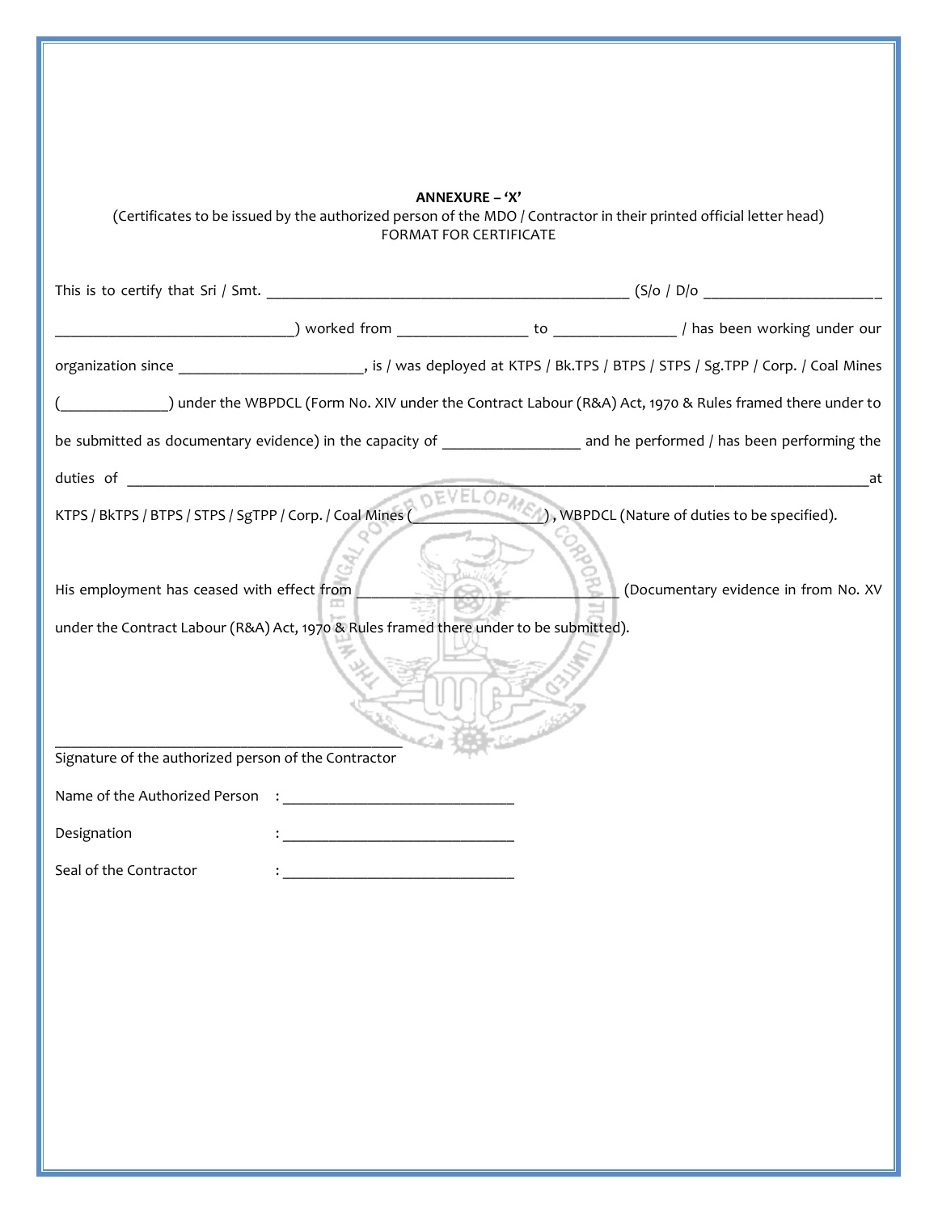**ANNEXURE – 'X'**

(Certificates to be issued by the authorized person of the MDO / Contractor in their printed official letter head)

FORMAT FOR CERTIFICATE

This is to certify that Sri / Smt. _______________________________________________ (S/o / D/o _______________________ _______________________________) worked from ________________ to _______________ / has been working under our organization since _______________________, is / was deployed at KTPS / Bk.TPS / BTPS / STPS / Sg.TPP / Corp. / Coal Mines (_____________) under the WBPDCL (Form No. XIV under the Contract Labour (R&A) Act, 1970 & Rules framed there under to be submitted as documentary evidence) in the capacity of _________________ and he performed / has been performing the duties of ______________________________________________________________________________________________at KTPS / BkTPS / BTPS / STPS / SgTPP / Corp. / Coal Mines (________________) , WBPDCL (Nature of duties to be specified).

His employment has ceased with effect from ________________________________ (Documentary evidence in from No. XV under the Contract Labour (R&A) Act, 1970 & Rules framed there under to be submitted).

_____________________________________________

Signature of the authorized person of the Contractor

Name of the Authorized Person : ______________________________

Designation : ______________________________

Seal of the Contractor : ______________________________